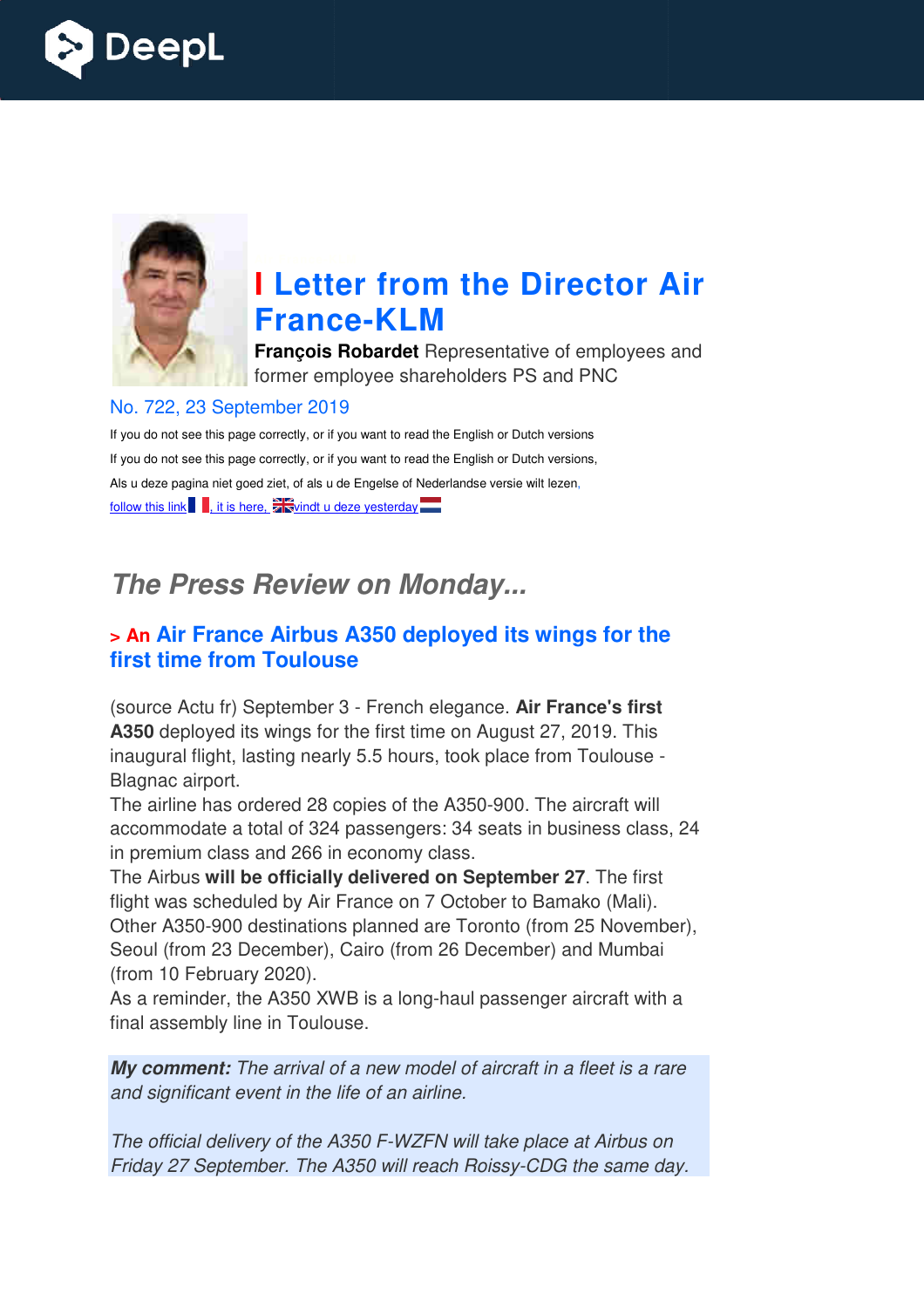# I Letter from the Director Air France-KLM

**François Robardet** Representative of employees and former employee shareholders PS and PNC

No. 722, 23 September 2019

If you do not see this page correctly, or if you want to read the English or Dutch versions

If you do not see this page correctly, or if you want to read the English or Dutch versions,

Als u deze pagina niet goed ziet, of als u de Engelse of Nederlandse versie wilt lezen,

follow this link , it is here, vindt u deze yesterday

## The Press Review on Monday...

### > An Air France Airbus A350 deployed its wings for the first time from Toulouse

(source Actu fr) September 3 - French elegance. **Air France's first A350** deployed its wings for the first time on August 27, 2019. This inaugural flight, lasting nearly 5.5 hours, took place from Toulouse - Blagnac airport.

The airline has ordered 28 copies of the A350-900. The aircraft will accommodate a total of 324 passengers: 34 seats in business class, 24 in premium class and 266 in economy class.

The Airbus **will be officially delivered on September 27**. The first flight was scheduled by Air France on 7 October to Bamako (Mali). Other A350-900 destinations planned are Toronto (from 25 November), Seoul (from 23 December), Cairo (from 26 December) and Mumbai (from 10 February 2020).

As a reminder, the A350 XWB is a long-haul passenger aircraft with a final assembly line in Toulouse.

***My comment:*** *The arrival of a new model of aircraft in a fleet is a rare and significant event in the life of an airline.*

*The official delivery of the A350 F-WZFN will take place at Airbus on Friday 27 September. The A350 will reach Roissy-CDG the same day.*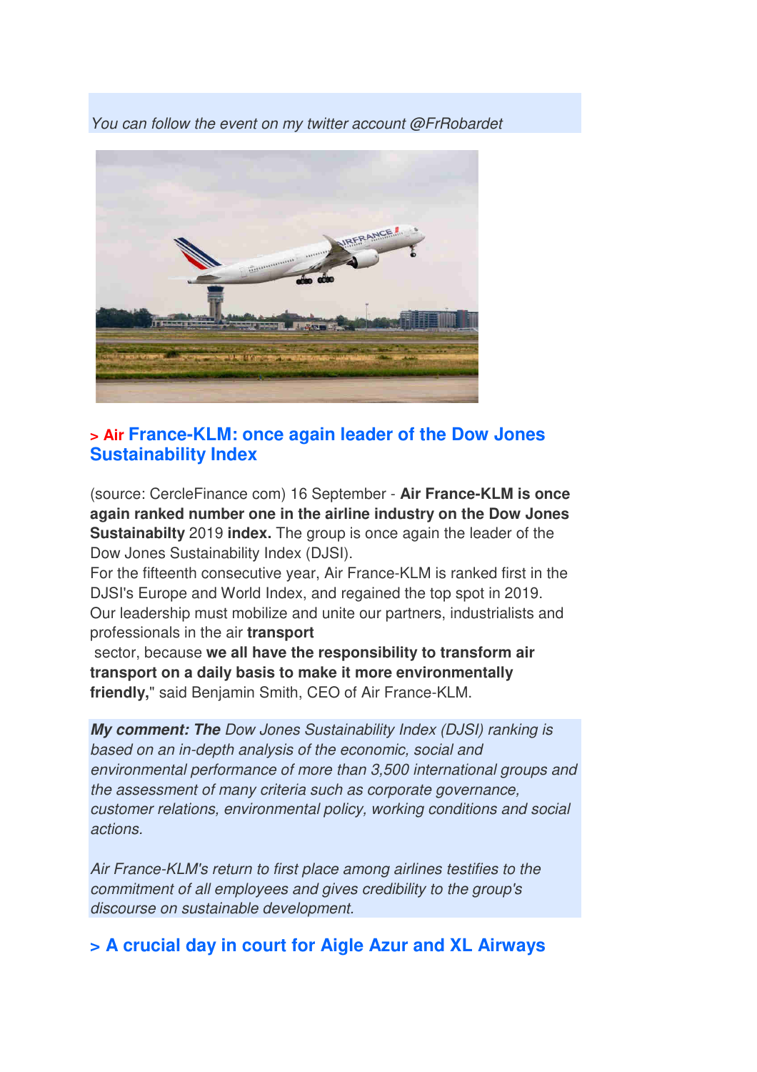*You can follow the event on my twitter account @FrRobardet*

## > Air France-KLM: once again leader of the Dow Jones Sustainability Index

(source: CercleFinance com) 16 September - **Air France-KLM is once again ranked number one in the airline industry on the Dow Jones Sustainabilty** 2019 **index.** The group is once again the leader of the Dow Jones Sustainability Index (DJSI).
For the fifteenth consecutive year, Air France-KLM is ranked first in the DJSI's Europe and World Index, and regained the top spot in 2019.
Our leadership must mobilize and unite our partners, industrialists and professionals in the air **transport**
sector, because **we all have the responsibility to transform air transport on a daily basis to make it more environmentally friendly,**" said Benjamin Smith, CEO of Air France-KLM.

***My comment: The*** *Dow Jones Sustainability Index (DJSI) ranking is based on an in-depth analysis of the economic, social and environmental performance of more than 3,500 international groups and the assessment of many criteria such as corporate governance, customer relations, environmental policy, working conditions and social actions.*

*Air France-KLM's return to first place among airlines testifies to the commitment of all employees and gives credibility to the group's discourse on sustainable development.*

## > A crucial day in court for Aigle Azur and XL Airways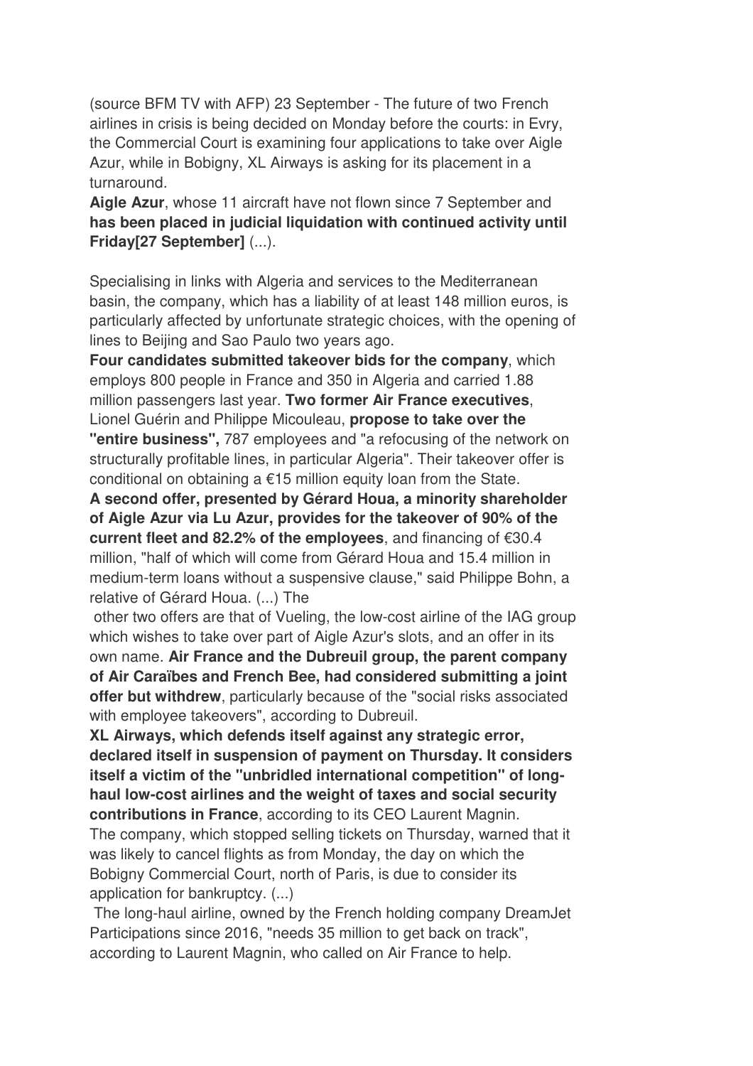(source BFM TV with AFP) 23 September - The future of two French airlines in crisis is being decided on Monday before the courts: in Evry, the Commercial Court is examining four applications to take over Aigle Azur, while in Bobigny, XL Airways is asking for its placement in a turnaround.

**Aigle Azur**, whose 11 aircraft have not flown since 7 September and **has been placed in judicial liquidation with continued activity until Friday[27 September]** (...).

Specialising in links with Algeria and services to the Mediterranean basin, the company, which has a liability of at least 148 million euros, is particularly affected by unfortunate strategic choices, with the opening of lines to Beijing and Sao Paulo two years ago.

**Four candidates submitted takeover bids for the company**, which employs 800 people in France and 350 in Algeria and carried 1.88 million passengers last year. **Two former Air France executives**, Lionel Guérin and Philippe Micouleau, **propose to take over the "entire business",** 787 employees and "a refocusing of the network on structurally profitable lines, in particular Algeria". Their takeover offer is conditional on obtaining a €15 million equity loan from the State.

**A second offer, presented by Gérard Houa, a minority shareholder of Aigle Azur via Lu Azur, provides for the takeover of 90% of the current fleet and 82.2% of the employees**, and financing of €30.4 million, "half of which will come from Gérard Houa and 15.4 million in medium-term loans without a suspensive clause," said Philippe Bohn, a relative of Gérard Houa. (...) The other two offers are that of Vueling, the low-cost airline of the IAG group which wishes to take over part of Aigle Azur's slots, and an offer in its own name. **Air France and the Dubreuil group, the parent company of Air Caraïbes and French Bee, had considered submitting a joint offer but withdrew**, particularly because of the "social risks associated with employee takeovers", according to Dubreuil.

**XL Airways, which defends itself against any strategic error, declared itself in suspension of payment on Thursday. It considers itself a victim of the "unbridled international competition" of long-haul low-cost airlines and the weight of taxes and social security contributions in France**, according to its CEO Laurent Magnin.

The company, which stopped selling tickets on Thursday, warned that it was likely to cancel flights as from Monday, the day on which the Bobigny Commercial Court, north of Paris, is due to consider its application for bankruptcy. (...)

The long-haul airline, owned by the French holding company DreamJet Participations since 2016, "needs 35 million to get back on track", according to Laurent Magnin, who called on Air France to help.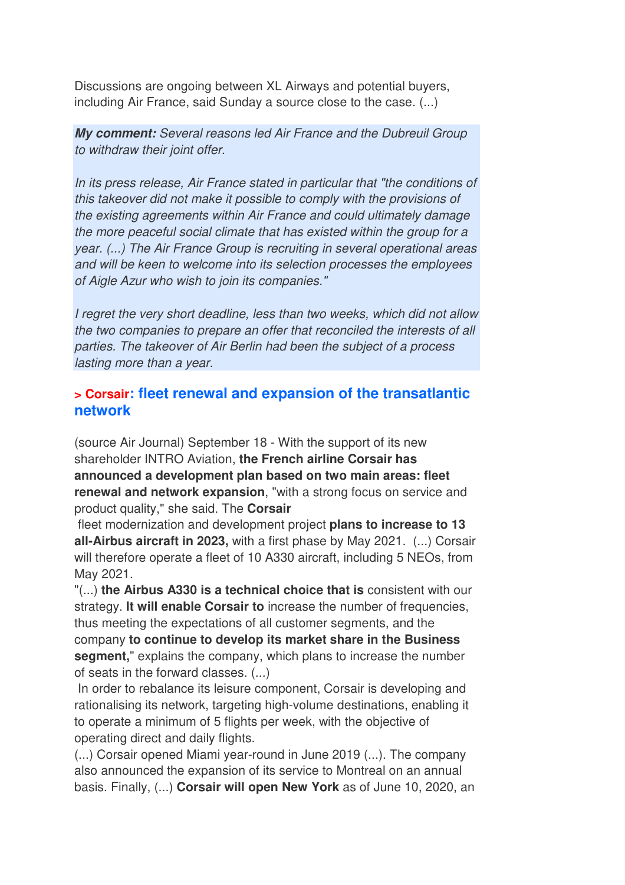Discussions are ongoing between XL Airways and potential buyers, including Air France, said Sunday a source close to the case. (...)

***My comment:*** *Several reasons led Air France and the Dubreuil Group to withdraw their joint offer.*

*In its press release, Air France stated in particular that "the conditions of this takeover did not make it possible to comply with the provisions of the existing agreements within Air France and could ultimately damage the more peaceful social climate that has existed within the group for a year. (...) The Air France Group is recruiting in several operational areas and will be keen to welcome into its selection processes the employees of Aigle Azur who wish to join its companies."*

*I regret the very short deadline, less than two weeks, which did not allow the two companies to prepare an offer that reconciled the interests of all parties. The takeover of Air Berlin had been the subject of a process lasting more than a year.*

## > Corsair: fleet renewal and expansion of the transatlantic network

(source Air Journal) September 18 - With the support of its new shareholder INTRO Aviation, **the French airline Corsair has announced a development plan based on two main areas: fleet renewal and network expansion**, "with a strong focus on service and product quality," she said. The **Corsair** fleet modernization and development project **plans to increase to 13 all-Airbus aircraft in 2023,** with a first phase by May 2021. (...) Corsair will therefore operate a fleet of 10 A330 aircraft, including 5 NEOs, from May 2021.

"(...) **the Airbus A330 is a technical choice that is** consistent with our strategy. **It will enable Corsair to** increase the number of frequencies, thus meeting the expectations of all customer segments, and the company **to continue to develop its market share in the Business segment,**" explains the company, which plans to increase the number of seats in the forward classes. (...)

In order to rebalance its leisure component, Corsair is developing and rationalising its network, targeting high-volume destinations, enabling it to operate a minimum of 5 flights per week, with the objective of operating direct and daily flights.

(...) Corsair opened Miami year-round in June 2019 (...). The company also announced the expansion of its service to Montreal on an annual basis. Finally, (...) **Corsair will open New York** as of June 10, 2020, an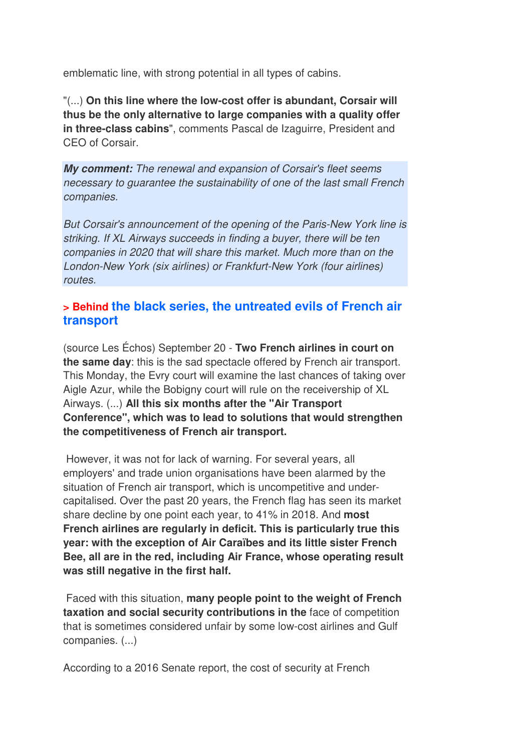emblematic line, with strong potential in all types of cabins.

"(...) **On this line where the low-cost offer is abundant, Corsair will thus be the only alternative to large companies with a quality offer in three-class cabins**", comments Pascal de Izaguirre, President and CEO of Corsair.

***My comment:*** *The renewal and expansion of Corsair's fleet seems necessary to guarantee the sustainability of one of the last small French companies.*

*But Corsair's announcement of the opening of the Paris-New York line is striking. If XL Airways succeeds in finding a buyer, there will be ten companies in 2020 that will share this market. Much more than on the London-New York (six airlines) or Frankfurt-New York (four airlines) routes.*

### > Behind the black series, the untreated evils of French air transport

(source Les Échos) September 20 - **Two French airlines in court on the same day**: this is the sad spectacle offered by French air transport. This Monday, the Evry court will examine the last chances of taking over Aigle Azur, while the Bobigny court will rule on the receivership of XL Airways. (...) **All this six months after the "Air Transport Conference", which was to lead to solutions that would strengthen the competitiveness of French air transport.**

However, it was not for lack of warning. For several years, all employers' and trade union organisations have been alarmed by the situation of French air transport, which is uncompetitive and under-capitalised. Over the past 20 years, the French flag has seen its market share decline by one point each year, to 41% in 2018. And **most French airlines are regularly in deficit. This is particularly true this year: with the exception of Air Caraïbes and its little sister French Bee, all are in the red, including Air France, whose operating result was still negative in the first half.**

Faced with this situation, **many people point to the weight of French taxation and social security contributions in the** face of competition that is sometimes considered unfair by some low-cost airlines and Gulf companies. (...)

According to a 2016 Senate report, the cost of security at French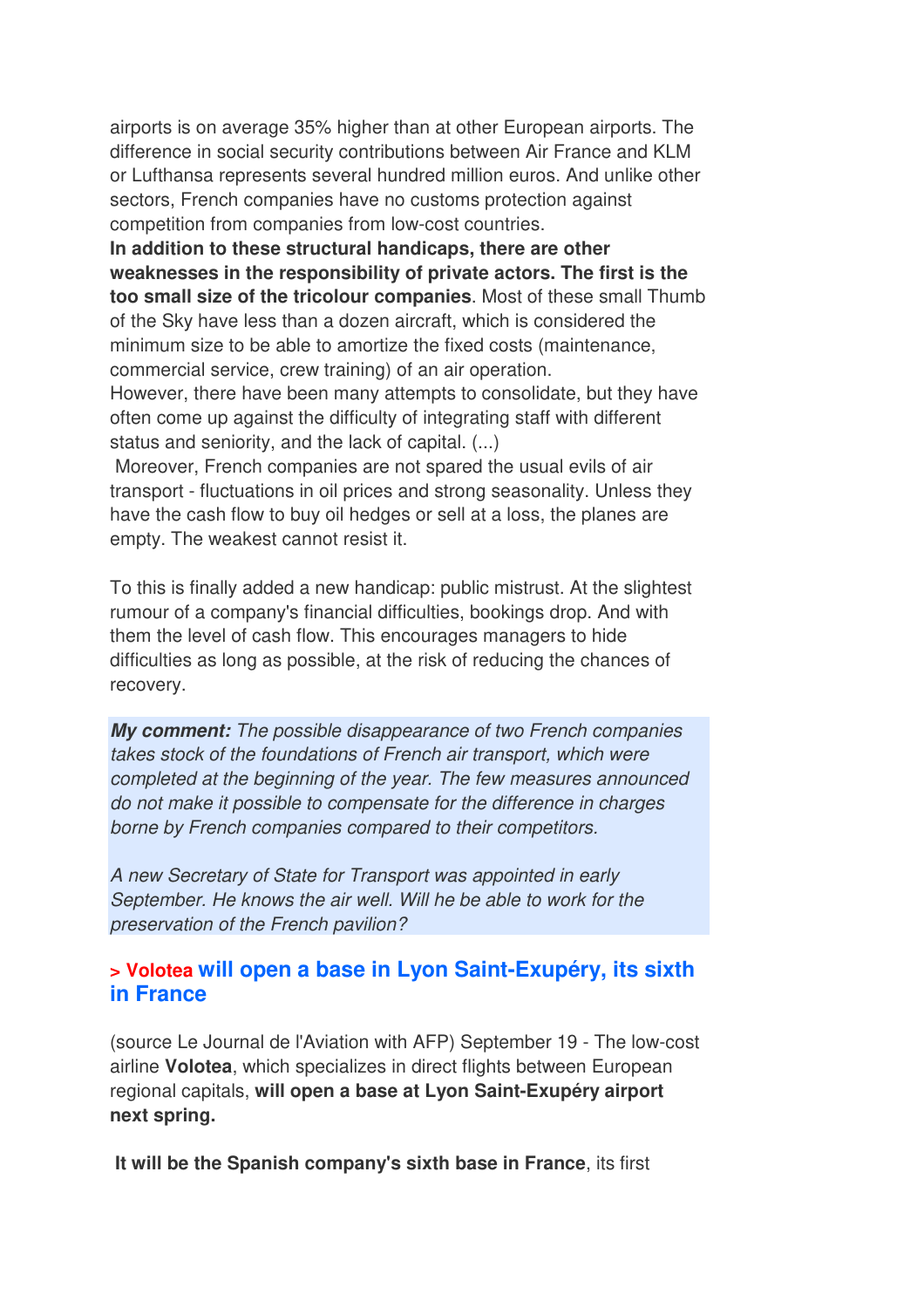airports is on average 35% higher than at other European airports. The difference in social security contributions between Air France and KLM or Lufthansa represents several hundred million euros. And unlike other sectors, French companies have no customs protection against competition from companies from low-cost countries.

**In addition to these structural handicaps, there are other weaknesses in the responsibility of private actors. The first is the too small size of the tricolour companies**. Most of these small Thumb of the Sky have less than a dozen aircraft, which is considered the minimum size to be able to amortize the fixed costs (maintenance, commercial service, crew training) of an air operation.

However, there have been many attempts to consolidate, but they have often come up against the difficulty of integrating staff with different status and seniority, and the lack of capital. (...)

Moreover, French companies are not spared the usual evils of air transport - fluctuations in oil prices and strong seasonality. Unless they have the cash flow to buy oil hedges or sell at a loss, the planes are empty. The weakest cannot resist it.

To this is finally added a new handicap: public mistrust. At the slightest rumour of a company's financial difficulties, bookings drop. And with them the level of cash flow. This encourages managers to hide difficulties as long as possible, at the risk of reducing the chances of recovery.

***My comment:*** *The possible disappearance of two French companies takes stock of the foundations of French air transport, which were completed at the beginning of the year. The few measures announced do not make it possible to compensate for the difference in charges borne by French companies compared to their competitors.*

*A new Secretary of State for Transport was appointed in early September. He knows the air well. Will he be able to work for the preservation of the French pavilion?*

### > Volotea will open a base in Lyon Saint-Exupéry, its sixth in France

(source Le Journal de l'Aviation with AFP) September 19 - The low-cost airline **Volotea**, which specializes in direct flights between European regional capitals, **will open a base at Lyon Saint-Exupéry airport next spring.**

**It will be the Spanish company's sixth base in France**, its first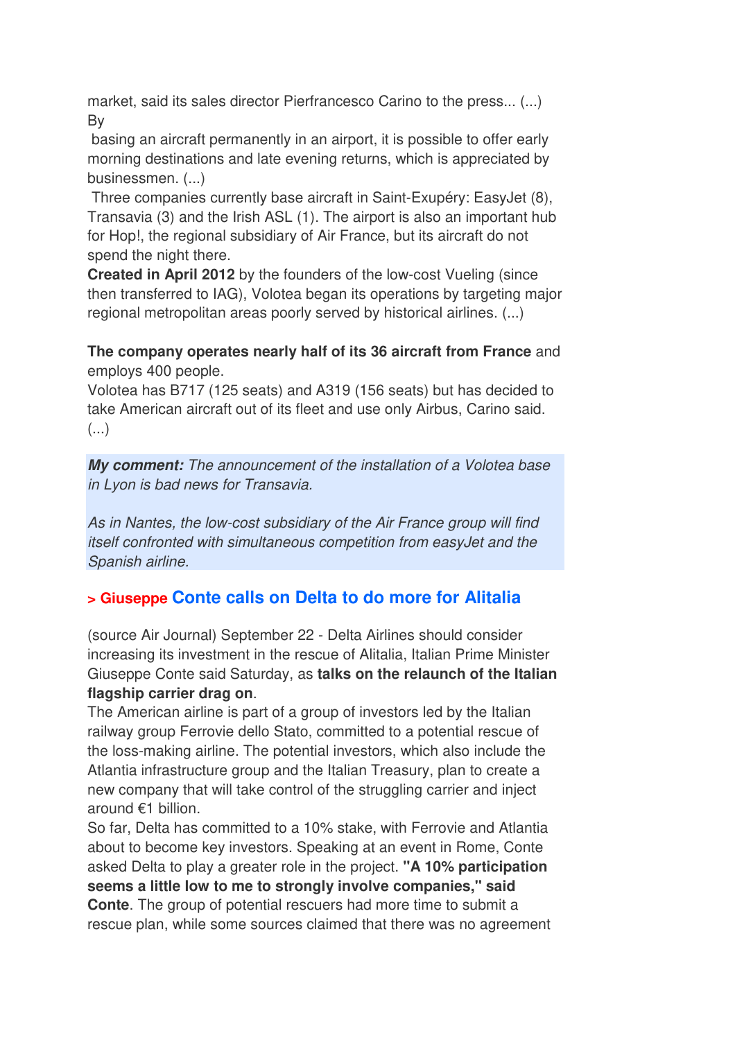market, said its sales director Pierfrancesco Carino to the press... (...) By basing an aircraft permanently in an airport, it is possible to offer early morning destinations and late evening returns, which is appreciated by businessmen. (...)

Three companies currently base aircraft in Saint-Exupéry: EasyJet (8), Transavia (3) and the Irish ASL (1). The airport is also an important hub for Hop!, the regional subsidiary of Air France, but its aircraft do not spend the night there.

**Created in April 2012** by the founders of the low-cost Vueling (since then transferred to IAG), Volotea began its operations by targeting major regional metropolitan areas poorly served by historical airlines. (...)

**The company operates nearly half of its 36 aircraft from France** and employs 400 people.

Volotea has B717 (125 seats) and A319 (156 seats) but has decided to take American aircraft out of its fleet and use only Airbus, Carino said. (...)

***My comment:*** *The announcement of the installation of a Volotea base in Lyon is bad news for Transavia.*

*As in Nantes, the low-cost subsidiary of the Air France group will find itself confronted with simultaneous competition from easyJet and the Spanish airline.*

## > Giuseppe Conte calls on Delta to do more for Alitalia

(source Air Journal) September 22 - Delta Airlines should consider increasing its investment in the rescue of Alitalia, Italian Prime Minister Giuseppe Conte said Saturday, as **talks on the relaunch of the Italian flagship carrier drag on**.

The American airline is part of a group of investors led by the Italian railway group Ferrovie dello Stato, committed to a potential rescue of the loss-making airline. The potential investors, which also include the Atlantia infrastructure group and the Italian Treasury, plan to create a new company that will take control of the struggling carrier and inject around €1 billion.

So far, Delta has committed to a 10% stake, with Ferrovie and Atlantia about to become key investors. Speaking at an event in Rome, Conte asked Delta to play a greater role in the project. **"A 10% participation seems a little low to me to strongly involve companies," said Conte**. The group of potential rescuers had more time to submit a rescue plan, while some sources claimed that there was no agreement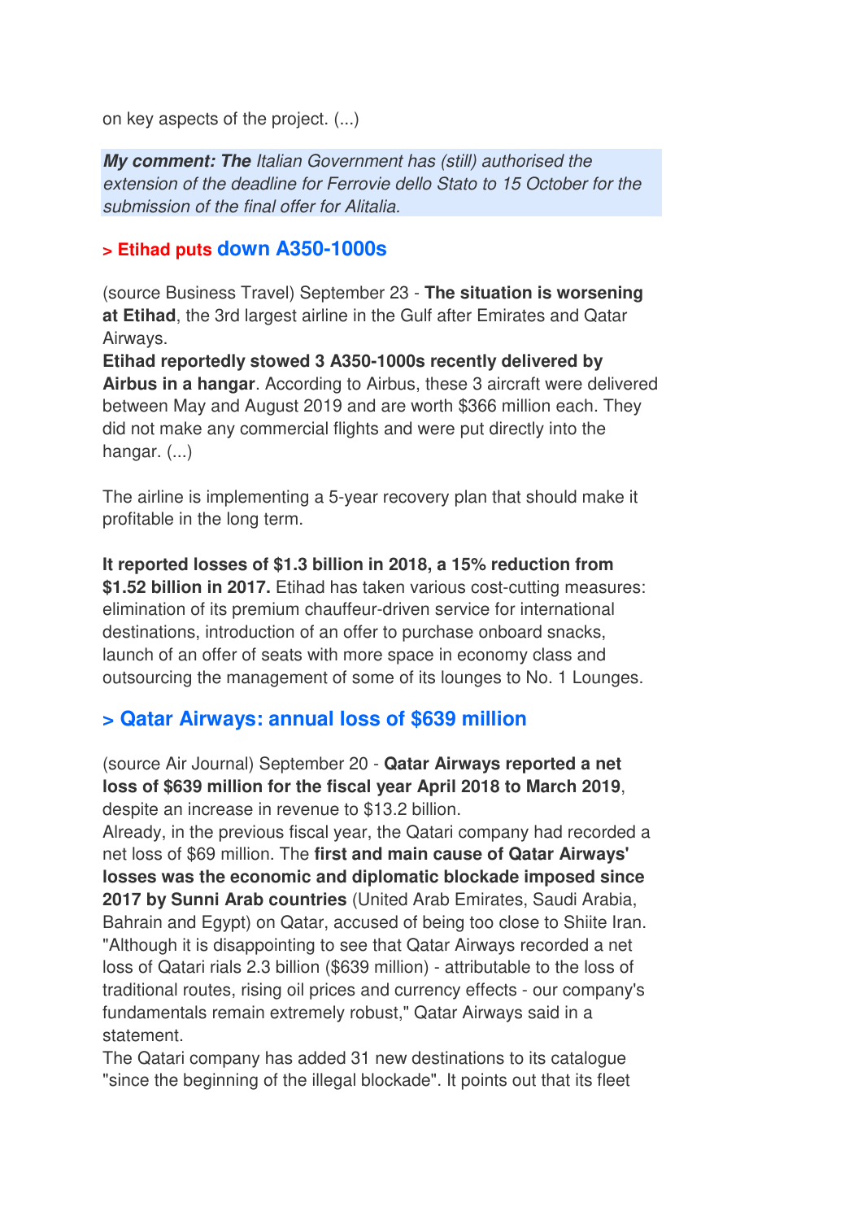on key aspects of the project. (...)

***My comment: The** Italian Government has (still) authorised the extension of the deadline for Ferrovie dello Stato to 15 October for the submission of the final offer for Alitalia.*

### > Etihad puts down A350-1000s

(source Business Travel) September 23 - **The situation is worsening at Etihad**, the 3rd largest airline in the Gulf after Emirates and Qatar Airways.
**Etihad reportedly stowed 3 A350-1000s recently delivered by Airbus in a hangar**. According to Airbus, these 3 aircraft were delivered between May and August 2019 and are worth $366 million each. They did not make any commercial flights and were put directly into the hangar. (...)

The airline is implementing a 5-year recovery plan that should make it profitable in the long term.

**It reported losses of $1.3 billion in 2018, a 15% reduction from $1.52 billion in 2017.** Etihad has taken various cost-cutting measures: elimination of its premium chauffeur-driven service for international destinations, introduction of an offer to purchase onboard snacks, launch of an offer of seats with more space in economy class and outsourcing the management of some of its lounges to No. 1 Lounges.

### > Qatar Airways: annual loss of $639 million

(source Air Journal) September 20 - **Qatar Airways reported a net loss of $639 million for the fiscal year April 2018 to March 2019**, despite an increase in revenue to $13.2 billion.
Already, in the previous fiscal year, the Qatari company had recorded a net loss of $69 million. The **first and main cause of Qatar Airways' losses was the economic and diplomatic blockade imposed since 2017 by Sunni Arab countries** (United Arab Emirates, Saudi Arabia, Bahrain and Egypt) on Qatar, accused of being too close to Shiite Iran. "Although it is disappointing to see that Qatar Airways recorded a net loss of Qatari rials 2.3 billion ($639 million) - attributable to the loss of traditional routes, rising oil prices and currency effects - our company's fundamentals remain extremely robust," Qatar Airways said in a statement.
The Qatari company has added 31 new destinations to its catalogue "since the beginning of the illegal blockade". It points out that its fleet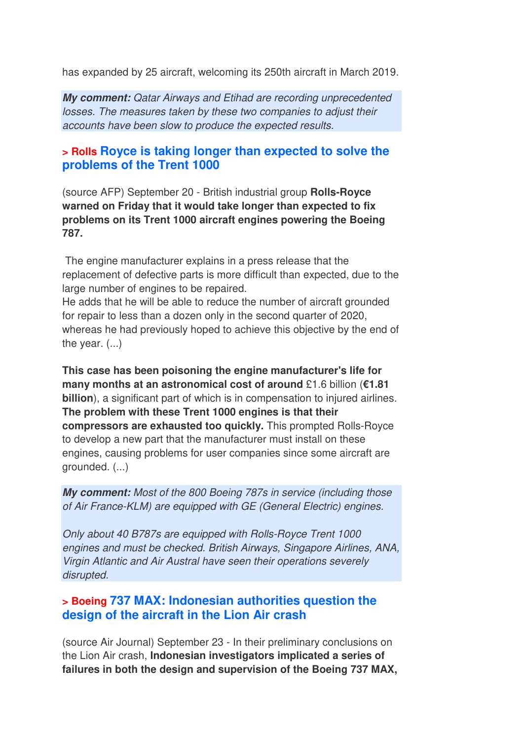has expanded by 25 aircraft, welcoming its 250th aircraft in March 2019.

***My comment:*** *Qatar Airways and Etihad are recording unprecedented losses. The measures taken by these two companies to adjust their accounts have been slow to produce the expected results.*

### > Rolls Royce is taking longer than expected to solve the problems of the Trent 1000

(source AFP) September 20 - British industrial group **Rolls-Royce warned on Friday that it would take longer than expected to fix problems on its Trent 1000 aircraft engines powering the Boeing 787.**

The engine manufacturer explains in a press release that the replacement of defective parts is more difficult than expected, due to the large number of engines to be repaired.
He adds that he will be able to reduce the number of aircraft grounded for repair to less than a dozen only in the second quarter of 2020, whereas he had previously hoped to achieve this objective by the end of the year. (...)

**This case has been poisoning the engine manufacturer's life for many months at an astronomical cost of around** £1.6 billion (**€1.81 billion**), a significant part of which is in compensation to injured airlines. **The problem with these Trent 1000 engines is that their compressors are exhausted too quickly.** This prompted Rolls-Royce to develop a new part that the manufacturer must install on these engines, causing problems for user companies since some aircraft are grounded. (...)

***My comment:*** *Most of the 800 Boeing 787s in service (including those of Air France-KLM) are equipped with GE (General Electric) engines.*

*Only about 40 B787s are equipped with Rolls-Royce Trent 1000 engines and must be checked. British Airways, Singapore Airlines, ANA, Virgin Atlantic and Air Austral have seen their operations severely disrupted.*

### > Boeing 737 MAX: Indonesian authorities question the design of the aircraft in the Lion Air crash

(source Air Journal) September 23 - In their preliminary conclusions on the Lion Air crash, **Indonesian investigators implicated a series of failures in both the design and supervision of the Boeing 737 MAX,**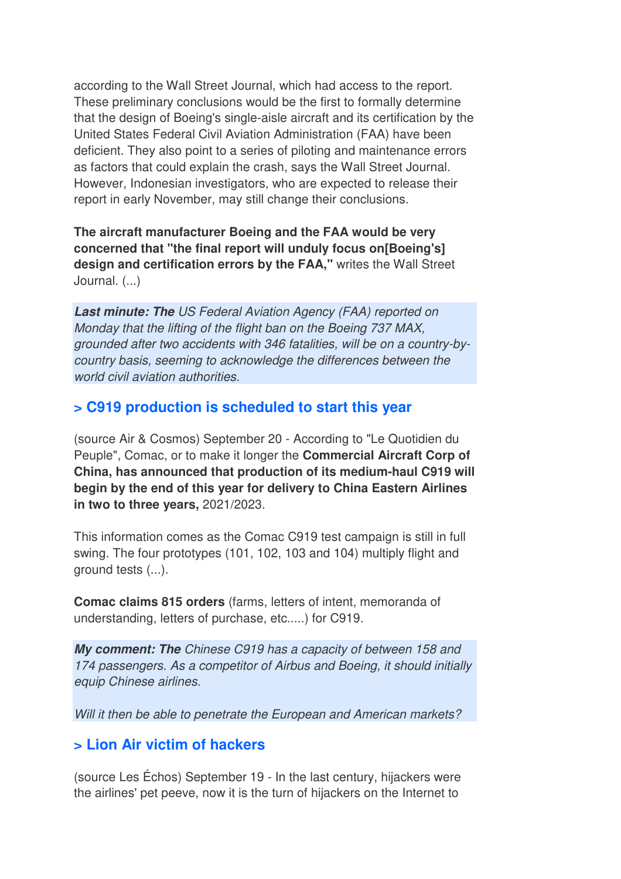according to the Wall Street Journal, which had access to the report. These preliminary conclusions would be the first to formally determine that the design of Boeing's single-aisle aircraft and its certification by the United States Federal Civil Aviation Administration (FAA) have been deficient. They also point to a series of piloting and maintenance errors as factors that could explain the crash, says the Wall Street Journal. However, Indonesian investigators, who are expected to release their report in early November, may still change their conclusions.

**The aircraft manufacturer Boeing and the FAA would be very concerned that "the final report will unduly focus on[Boeing's] design and certification errors by the FAA,"** writes the Wall Street Journal. (...)

***Last minute: The*** *US Federal Aviation Agency (FAA) reported on Monday that the lifting of the flight ban on the Boeing 737 MAX, grounded after two accidents with 346 fatalities, will be on a country-by-country basis, seeming to acknowledge the differences between the world civil aviation authorities.*

## > C919 production is scheduled to start this year

(source Air & Cosmos) September 20 - According to "Le Quotidien du Peuple", Comac, or to make it longer the **Commercial Aircraft Corp of China, has announced that production of its medium-haul C919 will begin by the end of this year for delivery to China Eastern Airlines in two to three years,** 2021/2023.

This information comes as the Comac C919 test campaign is still in full swing. The four prototypes (101, 102, 103 and 104) multiply flight and ground tests (...).

**Comac claims 815 orders** (farms, letters of intent, memoranda of understanding, letters of purchase, etc.....) for C919.

***My comment: The*** *Chinese C919 has a capacity of between 158 and 174 passengers. As a competitor of Airbus and Boeing, it should initially equip Chinese airlines.*

*Will it then be able to penetrate the European and American markets?*

## > Lion Air victim of hackers

(source Les Échos) September 19 - In the last century, hijackers were the airlines' pet peeve, now it is the turn of hijackers on the Internet to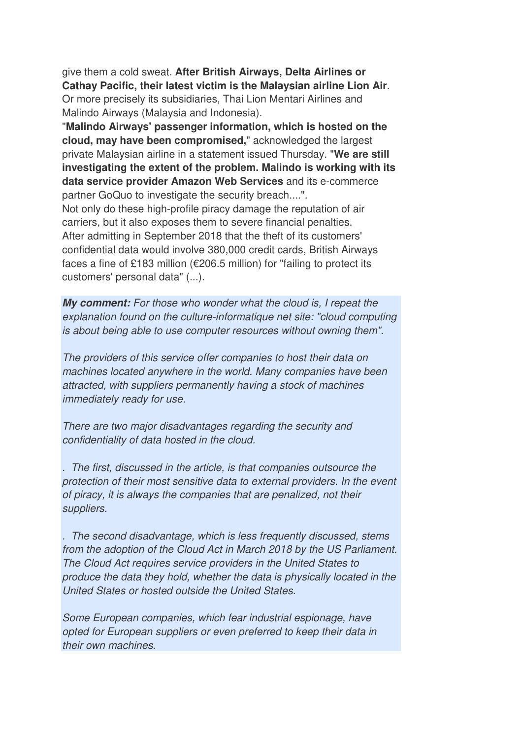give them a cold sweat. **After British Airways, Delta Airlines or Cathay Pacific, their latest victim is the Malaysian airline Lion Air**. Or more precisely its subsidiaries, Thai Lion Mentari Airlines and Malindo Airways (Malaysia and Indonesia).

"**Malindo Airways' passenger information, which is hosted on the cloud, may have been compromised,**" acknowledged the largest private Malaysian airline in a statement issued Thursday. "**We are still investigating the extent of the problem. Malindo is working with its data service provider Amazon Web Services** and its e-commerce partner GoQuo to investigate the security breach....".

Not only do these high-profile piracy damage the reputation of air carriers, but it also exposes them to severe financial penalties.

After admitting in September 2018 that the theft of its customers' confidential data would involve 380,000 credit cards, British Airways faces a fine of £183 million (€206.5 million) for "failing to protect its customers' personal data" (...).

***My comment:*** *For those who wonder what the cloud is, I repeat the explanation found on the culture-informatique net site: "cloud computing is about being able to use computer resources without owning them".*

*The providers of this service offer companies to host their data on machines located anywhere in the world. Many companies have been attracted, with suppliers permanently having a stock of machines immediately ready for use.*

*There are two major disadvantages regarding the security and confidentiality of data hosted in the cloud.*

*. The first, discussed in the article, is that companies outsource the protection of their most sensitive data to external providers. In the event of piracy, it is always the companies that are penalized, not their suppliers.*

*. The second disadvantage, which is less frequently discussed, stems from the adoption of the Cloud Act in March 2018 by the US Parliament. The Cloud Act requires service providers in the United States to produce the data they hold, whether the data is physically located in the United States or hosted outside the United States.*

*Some European companies, which fear industrial espionage, have opted for European suppliers or even preferred to keep their data in their own machines.*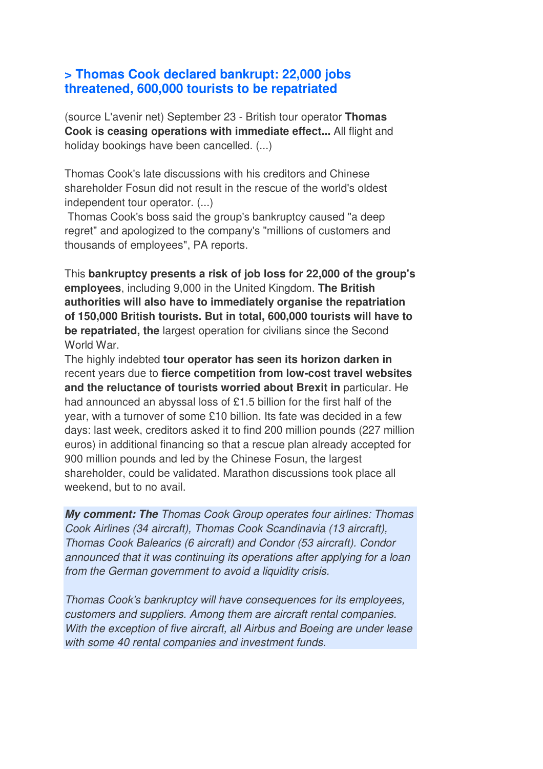## > Thomas Cook declared bankrupt: 22,000 jobs threatened, 600,000 tourists to be repatriated

(source L'avenir net) September 23 - British tour operator **Thomas Cook is ceasing operations with immediate effect...** All flight and holiday bookings have been cancelled. (...)

Thomas Cook's late discussions with his creditors and Chinese shareholder Fosun did not result in the rescue of the world's oldest independent tour operator. (...)

Thomas Cook's boss said the group's bankruptcy caused "a deep regret" and apologized to the company's "millions of customers and thousands of employees", PA reports.

This **bankruptcy presents a risk of job loss for 22,000 of the group's employees**, including 9,000 in the United Kingdom. **The British authorities will also have to immediately organise the repatriation of 150,000 British tourists. But in total, 600,000 tourists will have to be repatriated, the** largest operation for civilians since the Second World War.

The highly indebted **tour operator has seen its horizon darken in** recent years due to **fierce competition from low-cost travel websites and the reluctance of tourists worried about Brexit in** particular. He had announced an abyssal loss of £1.5 billion for the first half of the year, with a turnover of some £10 billion. Its fate was decided in a few days: last week, creditors asked it to find 200 million pounds (227 million euros) in additional financing so that a rescue plan already accepted for 900 million pounds and led by the Chinese Fosun, the largest shareholder, could be validated. Marathon discussions took place all weekend, but to no avail.

***My comment: The*** *Thomas Cook Group operates four airlines: Thomas Cook Airlines (34 aircraft), Thomas Cook Scandinavia (13 aircraft), Thomas Cook Balearics (6 aircraft) and Condor (53 aircraft). Condor announced that it was continuing its operations after applying for a loan from the German government to avoid a liquidity crisis.*

*Thomas Cook's bankruptcy will have consequences for its employees, customers and suppliers. Among them are aircraft rental companies. With the exception of five aircraft, all Airbus and Boeing are under lease with some 40 rental companies and investment funds.*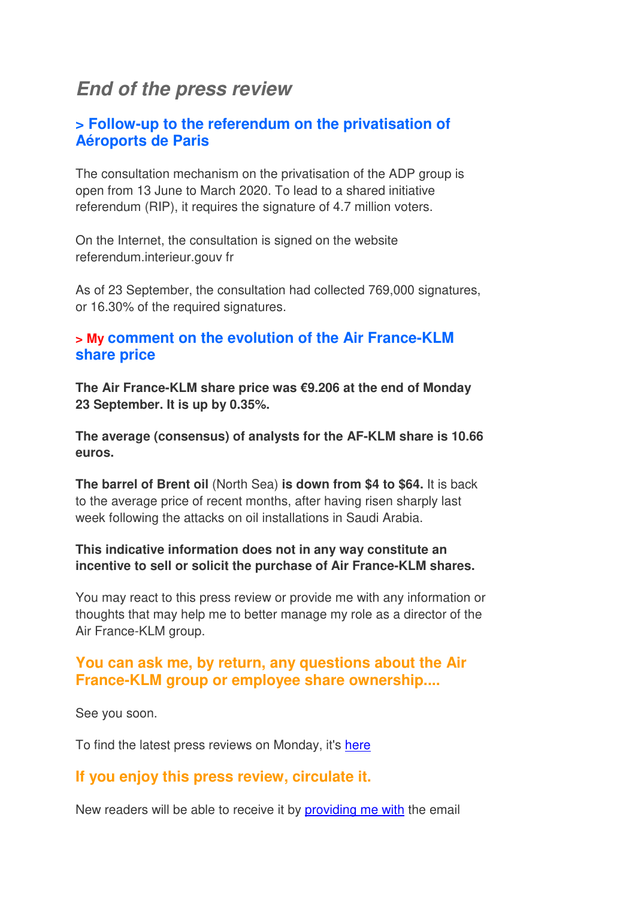## *End of the press review*

### > Follow-up to the referendum on the privatisation of Aéroports de Paris

The consultation mechanism on the privatisation of the ADP group is open from 13 June to March 2020. To lead to a shared initiative referendum (RIP), it requires the signature of 4.7 million voters.

On the Internet, the consultation is signed on the website referendum.interieur.gouv fr

As of 23 September, the consultation had collected 769,000 signatures, or 16.30% of the required signatures.

### > My comment on the evolution of the Air France-KLM share price

**The Air France-KLM share price was €9.206 at the end of Monday 23 September. It is up by 0.35%.**

**The average (consensus) of analysts for the AF-KLM share is 10.66 euros.**

**The barrel of Brent oil** (North Sea) **is down from $4 to $64.** It is back to the average price of recent months, after having risen sharply last week following the attacks on oil installations in Saudi Arabia.

**This indicative information does not in any way constitute an incentive to sell or solicit the purchase of Air France-KLM shares.**

You may react to this press review or provide me with any information or thoughts that may help me to better manage my role as a director of the Air France-KLM group.

### You can ask me, by return, any questions about the Air France-KLM group or employee share ownership....

See you soon.

To find the latest press reviews on Monday, it's [here]

### If you enjoy this press review, circulate it.

New readers will be able to receive it by [providing me with] the email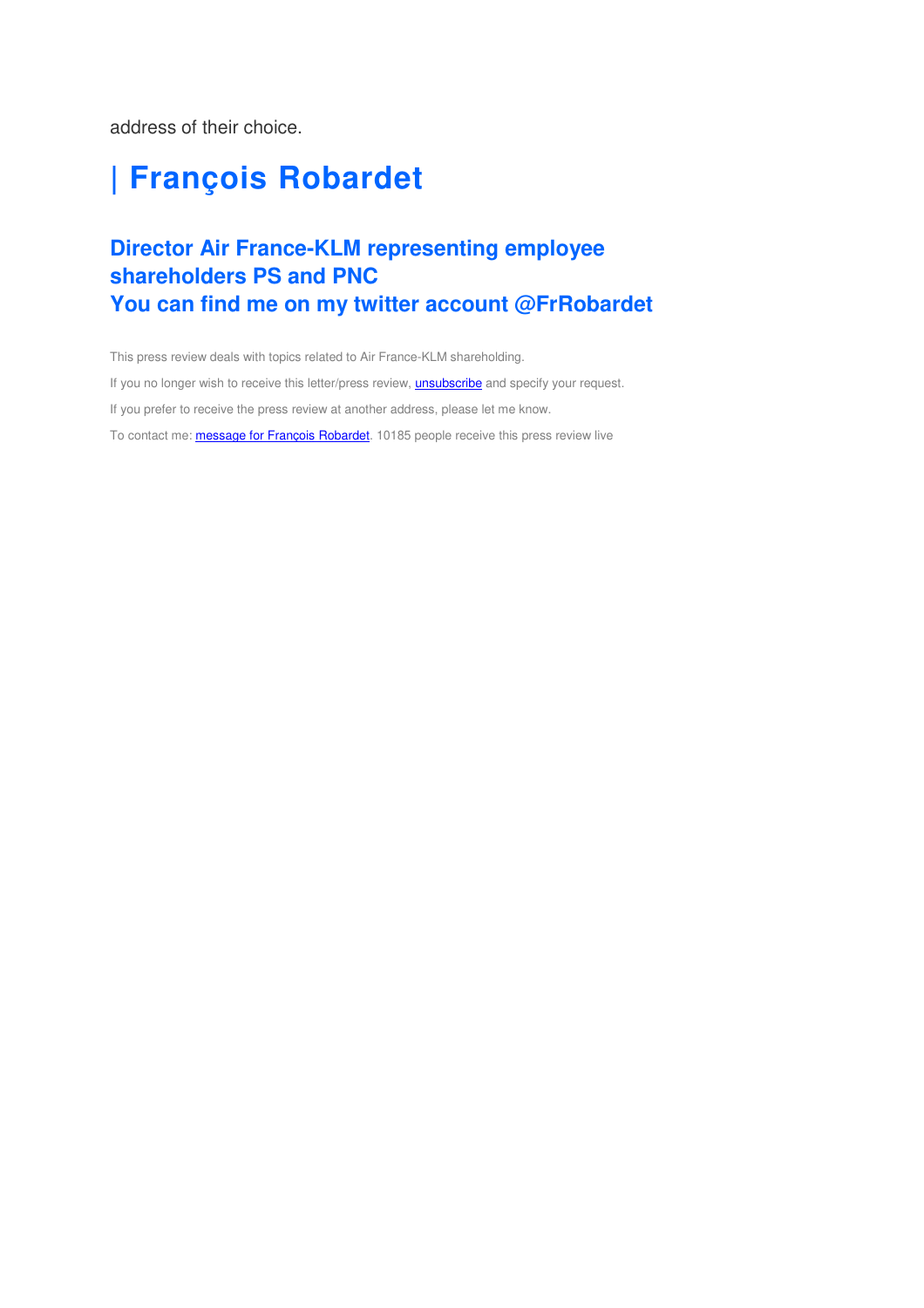address of their choice.

# | François Robardet

## Director Air France-KLM representing employee shareholders PS and PNC
## You can find me on my twitter account @FrRobardet

This press review deals with topics related to Air France-KLM shareholding.

If you no longer wish to receive this letter/press review, unsubscribe and specify your request.

If you prefer to receive the press review at another address, please let me know.

To contact me: message for François Robardet. 10185 people receive this press review live